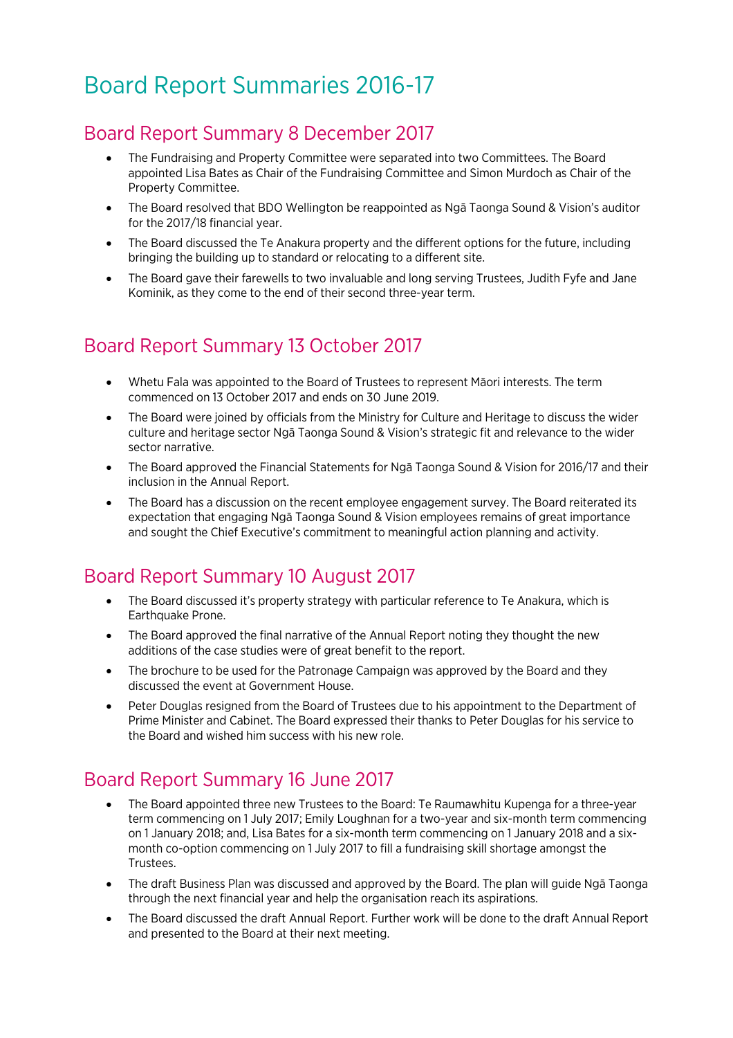# Board Report Summaries 2016-17

## Board Report Summary 8 December 2017

- The Fundraising and Property Committee were separated into two Committees. The Board appointed Lisa Bates as Chair of the Fundraising Committee and Simon Murdoch as Chair of the Property Committee.
- The Board resolved that BDO Wellington be reappointed as Ngā Taonga Sound & Vision's auditor for the 2017/18 financial year.
- The Board discussed the Te Anakura property and the different options for the future, including bringing the building up to standard or relocating to a different site.
- The Board gave their farewells to two invaluable and long serving Trustees, Judith Fyfe and Jane Kominik, as they come to the end of their second three-year term.

## Board Report Summary 13 October 2017

- Whetu Fala was appointed to the Board of Trustees to represent Māori interests. The term commenced on 13 October 2017 and ends on 30 June 2019.
- The Board were joined by officials from the Ministry for Culture and Heritage to discuss the wider culture and heritage sector Ngā Taonga Sound & Vision's strategic fit and relevance to the wider sector narrative.
- The Board approved the Financial Statements for Ngā Taonga Sound & Vision for 2016/17 and their inclusion in the Annual Report.
- The Board has a discussion on the recent employee engagement survey. The Board reiterated its expectation that engaging Ngā Taonga Sound & Vision employees remains of great importance and sought the Chief Executive's commitment to meaningful action planning and activity.

## Board Report Summary 10 August 2017

- The Board discussed it's property strategy with particular reference to Te Anakura, which is Earthquake Prone.
- The Board approved the final narrative of the Annual Report noting they thought the new additions of the case studies were of great benefit to the report.
- The brochure to be used for the Patronage Campaign was approved by the Board and they discussed the event at Government House.
- Peter Douglas resigned from the Board of Trustees due to his appointment to the Department of Prime Minister and Cabinet. The Board expressed their thanks to Peter Douglas for his service to the Board and wished him success with his new role.

## Board Report Summary 16 June 2017

- The Board appointed three new Trustees to the Board: Te Raumawhitu Kupenga for a three-year term commencing on 1 July 2017; Emily Loughnan for a two-year and six-month term commencing on 1 January 2018; and, Lisa Bates for a six-month term commencing on 1 January 2018 and a six-month co-option commencing on 1 July 2017 to fill a fundraising skill shortage amongst the Trustees.
- The draft Business Plan was discussed and approved by the Board. The plan will guide Ngā Taonga through the next financial year and help the organisation reach its aspirations.
- The Board discussed the draft Annual Report. Further work will be done to the draft Annual Report and presented to the Board at their next meeting.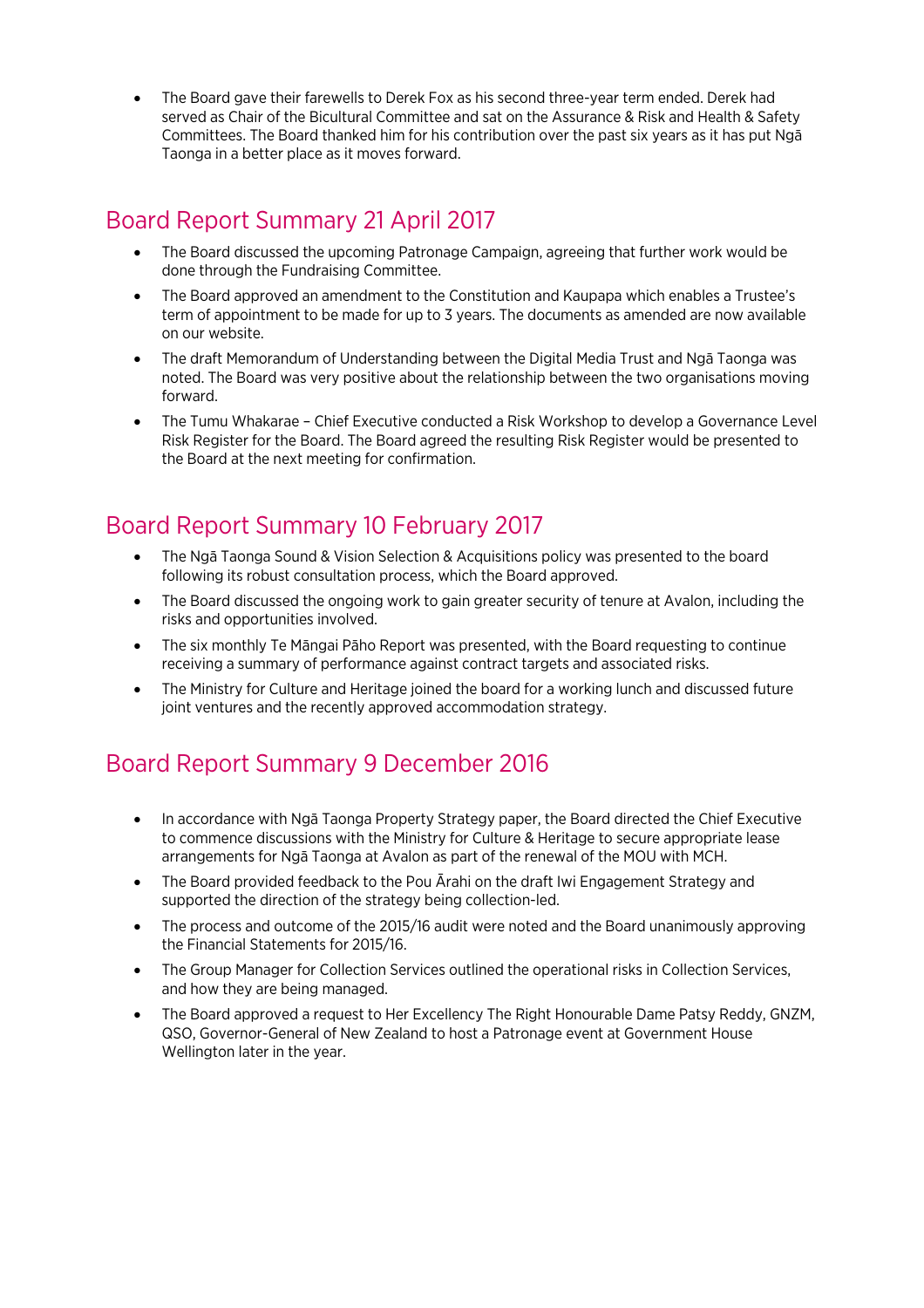- The Board gave their farewells to Derek Fox as his second three-year term ended. Derek had served as Chair of the Bicultural Committee and sat on the Assurance & Risk and Health & Safety Committees. The Board thanked him for his contribution over the past six years as it has put Ngā Taonga in a better place as it moves forward.

## Board Report Summary 21 April 2017

- The Board discussed the upcoming Patronage Campaign, agreeing that further work would be done through the Fundraising Committee.
- The Board approved an amendment to the Constitution and Kaupapa which enables a Trustee's term of appointment to be made for up to 3 years. The documents as amended are now available on our website.
- The draft Memorandum of Understanding between the Digital Media Trust and Ngā Taonga was noted. The Board was very positive about the relationship between the two organisations moving forward.
- The Tumu Whakarae – Chief Executive conducted a Risk Workshop to develop a Governance Level Risk Register for the Board. The Board agreed the resulting Risk Register would be presented to the Board at the next meeting for confirmation.

## Board Report Summary 10 February 2017

- The Ngā Taonga Sound & Vision Selection & Acquisitions policy was presented to the board following its robust consultation process, which the Board approved.
- The Board discussed the ongoing work to gain greater security of tenure at Avalon, including the risks and opportunities involved.
- The six monthly Te Māngai Pāho Report was presented, with the Board requesting to continue receiving a summary of performance against contract targets and associated risks.
- The Ministry for Culture and Heritage joined the board for a working lunch and discussed future joint ventures and the recently approved accommodation strategy.

## Board Report Summary 9 December 2016

- In accordance with Ngā Taonga Property Strategy paper, the Board directed the Chief Executive to commence discussions with the Ministry for Culture & Heritage to secure appropriate lease arrangements for Ngā Taonga at Avalon as part of the renewal of the MOU with MCH.
- The Board provided feedback to the Pou Ārahi on the draft Iwi Engagement Strategy and supported the direction of the strategy being collection-led.
- The process and outcome of the 2015/16 audit were noted and the Board unanimously approving the Financial Statements for 2015/16.
- The Group Manager for Collection Services outlined the operational risks in Collection Services, and how they are being managed.
- The Board approved a request to Her Excellency The Right Honourable Dame Patsy Reddy, GNZM, QSO, Governor-General of New Zealand to host a Patronage event at Government House Wellington later in the year.